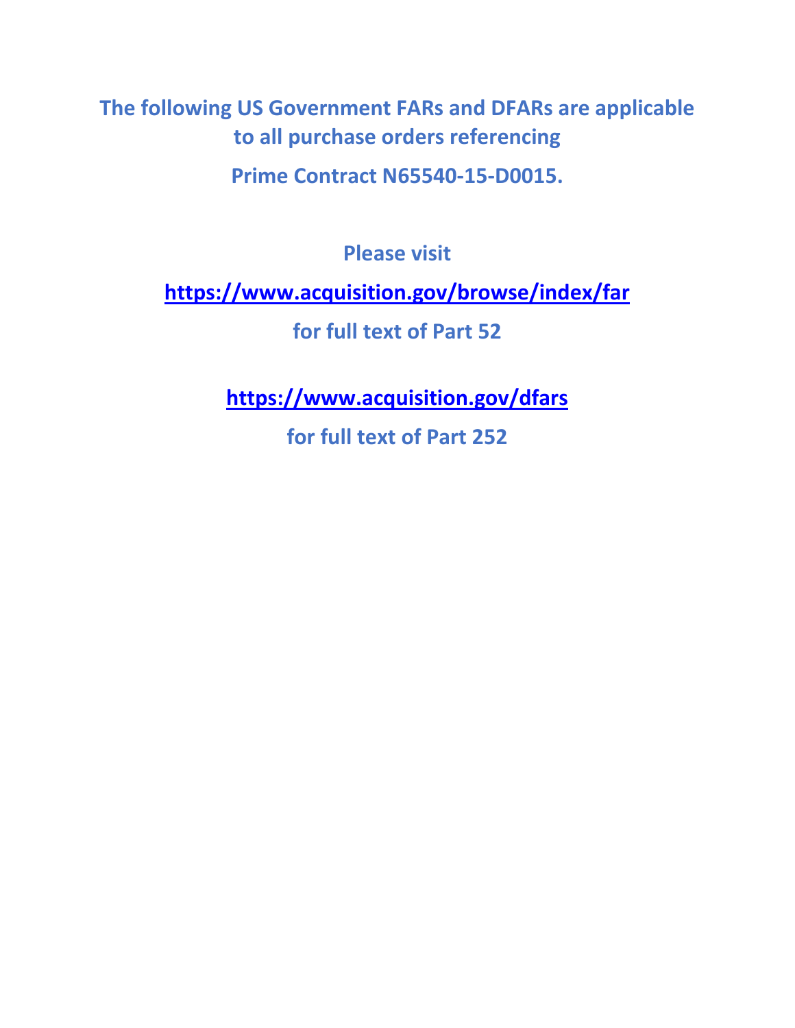**The following US Government FARs and DFARs are applicable to all purchase orders referencing**

**Prime Contract N65540-15-D0015.**

**Please visit**

**https://www.acquisition.gov/browse/index/far**

**for full text of Part 52**

**https://www.acquisition.gov/dfars**

**for full text of Part 252**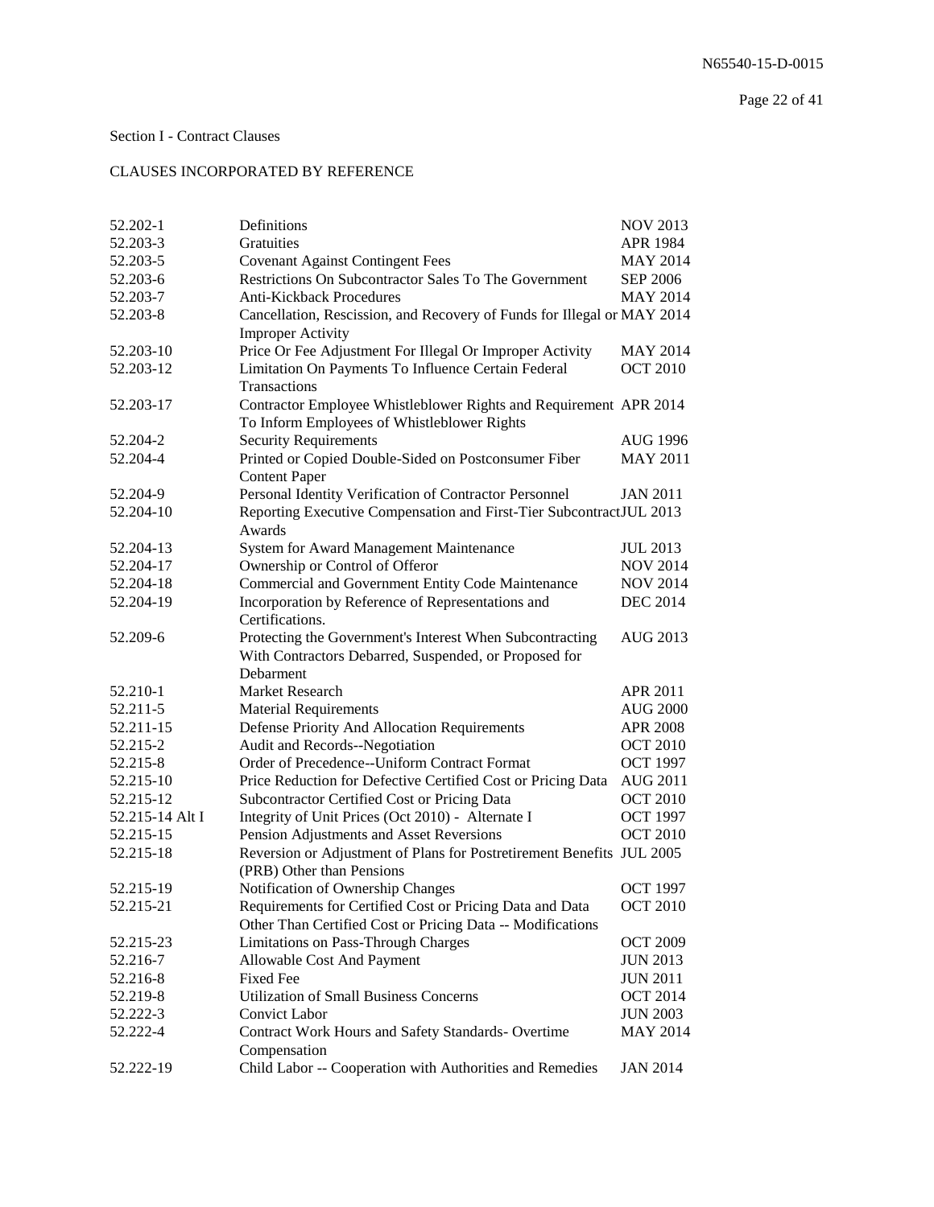Section I - Contract Clauses

CLAUSES INCORPORATED BY REFERENCE

| | | |
|---|---|---|
| 52.202-1 | Definitions | NOV 2013 |
| 52.203-3 | Gratuities | APR 1984 |
| 52.203-5 | Covenant Against Contingent Fees | MAY 2014 |
| 52.203-6 | Restrictions On Subcontractor Sales To The Government | SEP 2006 |
| 52.203-7 | Anti-Kickback Procedures | MAY 2014 |
| 52.203-8 | Cancellation, Rescission, and Recovery of Funds for Illegal or Improper Activity | MAY 2014 |
| 52.203-10 | Price Or Fee Adjustment For Illegal Or Improper Activity | MAY 2014 |
| 52.203-12 | Limitation On Payments To Influence Certain Federal Transactions | OCT 2010 |
| 52.203-17 | Contractor Employee Whistleblower Rights and Requirement To Inform Employees of Whistleblower Rights | APR 2014 |
| 52.204-2 | Security Requirements | AUG 1996 |
| 52.204-4 | Printed or Copied Double-Sided on Postconsumer Fiber Content Paper | MAY 2011 |
| 52.204-9 | Personal Identity Verification of Contractor Personnel | JAN 2011 |
| 52.204-10 | Reporting Executive Compensation and First-Tier Subcontract Awards | JUL 2013 |
| 52.204-13 | System for Award Management Maintenance | JUL 2013 |
| 52.204-17 | Ownership or Control of Offeror | NOV 2014 |
| 52.204-18 | Commercial and Government Entity Code Maintenance | NOV 2014 |
| 52.204-19 | Incorporation by Reference of Representations and Certifications. | DEC 2014 |
| 52.209-6 | Protecting the Government's Interest When Subcontracting With Contractors Debarred, Suspended, or Proposed for Debarment | AUG 2013 |
| 52.210-1 | Market Research | APR 2011 |
| 52.211-5 | Material Requirements | AUG 2000 |
| 52.211-15 | Defense Priority And Allocation Requirements | APR 2008 |
| 52.215-2 | Audit and Records--Negotiation | OCT 2010 |
| 52.215-8 | Order of Precedence--Uniform Contract Format | OCT 1997 |
| 52.215-10 | Price Reduction for Defective Certified Cost or Pricing Data | AUG 2011 |
| 52.215-12 | Subcontractor Certified Cost or Pricing Data | OCT 2010 |
| 52.215-14 Alt I | Integrity of Unit Prices (Oct 2010) - Alternate I | OCT 1997 |
| 52.215-15 | Pension Adjustments and Asset Reversions | OCT 2010 |
| 52.215-18 | Reversion or Adjustment of Plans for Postretirement Benefits (PRB) Other than Pensions | JUL 2005 |
| 52.215-19 | Notification of Ownership Changes | OCT 1997 |
| 52.215-21 | Requirements for Certified Cost or Pricing Data and Data Other Than Certified Cost or Pricing Data -- Modifications | OCT 2010 |
| 52.215-23 | Limitations on Pass-Through Charges | OCT 2009 |
| 52.216-7 | Allowable Cost And Payment | JUN 2013 |
| 52.216-8 | Fixed Fee | JUN 2011 |
| 52.219-8 | Utilization of Small Business Concerns | OCT 2014 |
| 52.222-3 | Convict Labor | JUN 2003 |
| 52.222-4 | Contract Work Hours and Safety Standards- Overtime Compensation | MAY 2014 |
| 52.222-19 | Child Labor -- Cooperation with Authorities and Remedies | JAN 2014 |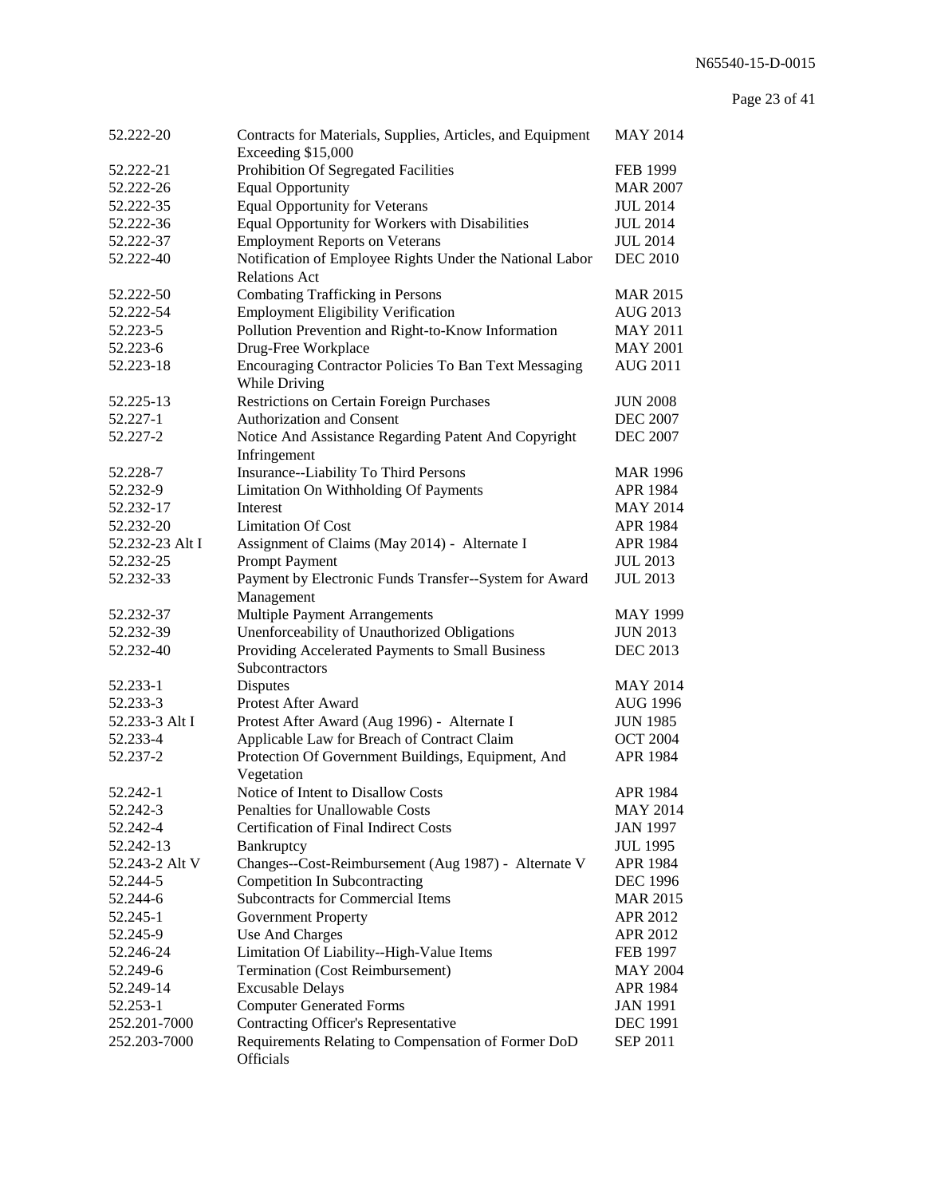| | | |
|---|---|---|
| 52.222-20 | Contracts for Materials, Supplies, Articles, and Equipment Exceeding $15,000 | MAY 2014 |
| 52.222-21 | Prohibition Of Segregated Facilities | FEB 1999 |
| 52.222-26 | Equal Opportunity | MAR 2007 |
| 52.222-35 | Equal Opportunity for Veterans | JUL 2014 |
| 52.222-36 | Equal Opportunity for Workers with Disabilities | JUL 2014 |
| 52.222-37 | Employment Reports on Veterans | JUL 2014 |
| 52.222-40 | Notification of Employee Rights Under the National Labor Relations Act | DEC 2010 |
| 52.222-50 | Combating Trafficking in Persons | MAR 2015 |
| 52.222-54 | Employment Eligibility Verification | AUG 2013 |
| 52.223-5 | Pollution Prevention and Right-to-Know Information | MAY 2011 |
| 52.223-6 | Drug-Free Workplace | MAY 2001 |
| 52.223-18 | Encouraging Contractor Policies To Ban Text Messaging While Driving | AUG 2011 |
| 52.225-13 | Restrictions on Certain Foreign Purchases | JUN 2008 |
| 52.227-1 | Authorization and Consent | DEC 2007 |
| 52.227-2 | Notice And Assistance Regarding Patent And Copyright Infringement | DEC 2007 |
| 52.228-7 | Insurance--Liability To Third Persons | MAR 1996 |
| 52.232-9 | Limitation On Withholding Of Payments | APR 1984 |
| 52.232-17 | Interest | MAY 2014 |
| 52.232-20 | Limitation Of Cost | APR 1984 |
| 52.232-23 Alt I | Assignment of Claims (May 2014) - Alternate I | APR 1984 |
| 52.232-25 | Prompt Payment | JUL 2013 |
| 52.232-33 | Payment by Electronic Funds Transfer--System for Award Management | JUL 2013 |
| 52.232-37 | Multiple Payment Arrangements | MAY 1999 |
| 52.232-39 | Unenforceability of Unauthorized Obligations | JUN 2013 |
| 52.232-40 | Providing Accelerated Payments to Small Business Subcontractors | DEC 2013 |
| 52.233-1 | Disputes | MAY 2014 |
| 52.233-3 | Protest After Award | AUG 1996 |
| 52.233-3 Alt I | Protest After Award (Aug 1996) - Alternate I | JUN 1985 |
| 52.233-4 | Applicable Law for Breach of Contract Claim | OCT 2004 |
| 52.237-2 | Protection Of Government Buildings, Equipment, And Vegetation | APR 1984 |
| 52.242-1 | Notice of Intent to Disallow Costs | APR 1984 |
| 52.242-3 | Penalties for Unallowable Costs | MAY 2014 |
| 52.242-4 | Certification of Final Indirect Costs | JAN 1997 |
| 52.242-13 | Bankruptcy | JUL 1995 |
| 52.243-2 Alt V | Changes--Cost-Reimbursement (Aug 1987) - Alternate V | APR 1984 |
| 52.244-5 | Competition In Subcontracting | DEC 1996 |
| 52.244-6 | Subcontracts for Commercial Items | MAR 2015 |
| 52.245-1 | Government Property | APR 2012 |
| 52.245-9 | Use And Charges | APR 2012 |
| 52.246-24 | Limitation Of Liability--High-Value Items | FEB 1997 |
| 52.249-6 | Termination (Cost Reimbursement) | MAY 2004 |
| 52.249-14 | Excusable Delays | APR 1984 |
| 52.253-1 | Computer Generated Forms | JAN 1991 |
| 252.201-7000 | Contracting Officer's Representative | DEC 1991 |
| 252.203-7000 | Requirements Relating to Compensation of Former DoD Officials | SEP 2011 |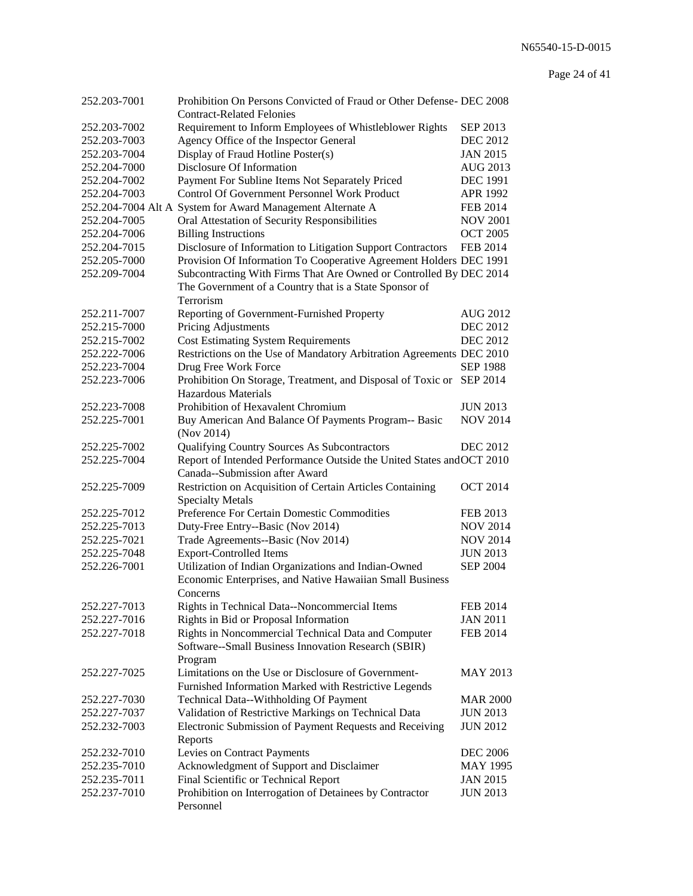| | | |
|---|---|---|
| 252.203-7001 | Prohibition On Persons Convicted of Fraud or Other Defense-Contract-Related Felonies | DEC 2008 |
| 252.203-7002 | Requirement to Inform Employees of Whistleblower Rights | SEP 2013 |
| 252.203-7003 | Agency Office of the Inspector General | DEC 2012 |
| 252.203-7004 | Display of Fraud Hotline Poster(s) | JAN 2015 |
| 252.204-7000 | Disclosure Of Information | AUG 2013 |
| 252.204-7002 | Payment For Subline Items Not Separately Priced | DEC 1991 |
| 252.204-7003 | Control Of Government Personnel Work Product | APR 1992 |
| 252.204-7004 Alt A | System for Award Management Alternate A | FEB 2014 |
| 252.204-7005 | Oral Attestation of Security Responsibilities | NOV 2001 |
| 252.204-7006 | Billing Instructions | OCT 2005 |
| 252.204-7015 | Disclosure of Information to Litigation Support Contractors | FEB 2014 |
| 252.205-7000 | Provision Of Information To Cooperative Agreement Holders | DEC 1991 |
| 252.209-7004 | Subcontracting With Firms That Are Owned or Controlled By The Government of a Country that is a State Sponsor of Terrorism | DEC 2014 |
| 252.211-7007 | Reporting of Government-Furnished Property | AUG 2012 |
| 252.215-7000 | Pricing Adjustments | DEC 2012 |
| 252.215-7002 | Cost Estimating System Requirements | DEC 2012 |
| 252.222-7006 | Restrictions on the Use of Mandatory Arbitration Agreements | DEC 2010 |
| 252.223-7004 | Drug Free Work Force | SEP 1988 |
| 252.223-7006 | Prohibition On Storage, Treatment, and Disposal of Toxic or Hazardous Materials | SEP 2014 |
| 252.223-7008 | Prohibition of Hexavalent Chromium | JUN 2013 |
| 252.225-7001 | Buy American And Balance Of Payments Program-- Basic (Nov 2014) | NOV 2014 |
| 252.225-7002 | Qualifying Country Sources As Subcontractors | DEC 2012 |
| 252.225-7004 | Report of Intended Performance Outside the United States and Canada--Submission after Award | OCT 2010 |
| 252.225-7009 | Restriction on Acquisition of Certain Articles Containing Specialty Metals | OCT 2014 |
| 252.225-7012 | Preference For Certain Domestic Commodities | FEB 2013 |
| 252.225-7013 | Duty-Free Entry--Basic (Nov 2014) | NOV 2014 |
| 252.225-7021 | Trade Agreements--Basic (Nov 2014) | NOV 2014 |
| 252.225-7048 | Export-Controlled Items | JUN 2013 |
| 252.226-7001 | Utilization of Indian Organizations and Indian-Owned Economic Enterprises, and Native Hawaiian Small Business Concerns | SEP 2004 |
| 252.227-7013 | Rights in Technical Data--Noncommercial Items | FEB 2014 |
| 252.227-7016 | Rights in Bid or Proposal Information | JAN 2011 |
| 252.227-7018 | Rights in Noncommercial Technical Data and Computer Software--Small Business Innovation Research (SBIR) Program | FEB 2014 |
| 252.227-7025 | Limitations on the Use or Disclosure of Government-Furnished Information Marked with Restrictive Legends | MAY 2013 |
| 252.227-7030 | Technical Data--Withholding Of Payment | MAR 2000 |
| 252.227-7037 | Validation of Restrictive Markings on Technical Data | JUN 2013 |
| 252.232-7003 | Electronic Submission of Payment Requests and Receiving Reports | JUN 2012 |
| 252.232-7010 | Levies on Contract Payments | DEC 2006 |
| 252.235-7010 | Acknowledgment of Support and Disclaimer | MAY 1995 |
| 252.235-7011 | Final Scientific or Technical Report | JAN 2015 |
| 252.237-7010 | Prohibition on Interrogation of Detainees by Contractor Personnel | JUN 2013 |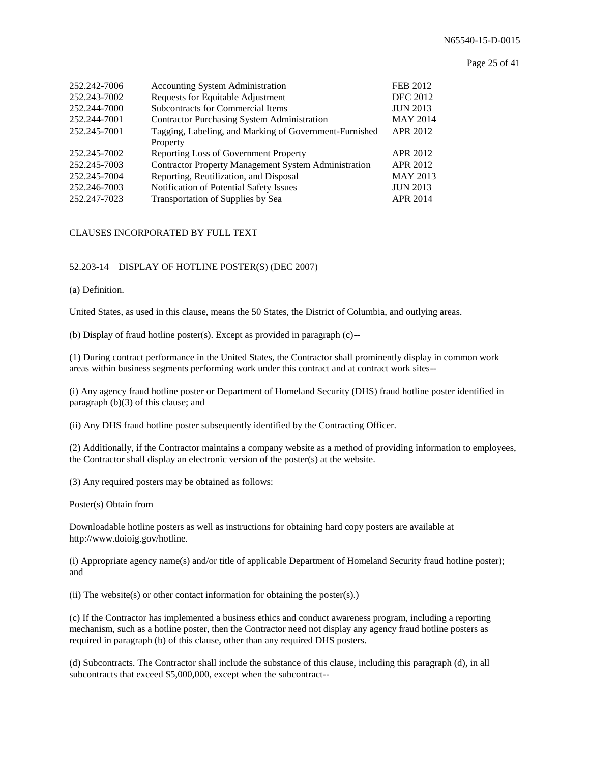| | | |
|---|---|---|
| 252.242-7006 | Accounting System Administration | FEB 2012 |
| 252.243-7002 | Requests for Equitable Adjustment | DEC 2012 |
| 252.244-7000 | Subcontracts for Commercial Items | JUN 2013 |
| 252.244-7001 | Contractor Purchasing System Administration | MAY 2014 |
| 252.245-7001 | Tagging, Labeling, and Marking of Government-Furnished Property | APR 2012 |
| 252.245-7002 | Reporting Loss of Government Property | APR 2012 |
| 252.245-7003 | Contractor Property Management System Administration | APR 2012 |
| 252.245-7004 | Reporting, Reutilization, and Disposal | MAY 2013 |
| 252.246-7003 | Notification of Potential Safety Issues | JUN 2013 |
| 252.247-7023 | Transportation of Supplies by Sea | APR 2014 |

CLAUSES INCORPORATED BY FULL TEXT

52.203-14 DISPLAY OF HOTLINE POSTER(S) (DEC 2007)

(a) Definition.

United States, as used in this clause, means the 50 States, the District of Columbia, and outlying areas.

(b) Display of fraud hotline poster(s). Except as provided in paragraph (c)--

(1) During contract performance in the United States, the Contractor shall prominently display in common work areas within business segments performing work under this contract and at contract work sites--

(i) Any agency fraud hotline poster or Department of Homeland Security (DHS) fraud hotline poster identified in paragraph (b)(3) of this clause; and

(ii) Any DHS fraud hotline poster subsequently identified by the Contracting Officer.

(2) Additionally, if the Contractor maintains a company website as a method of providing information to employees, the Contractor shall display an electronic version of the poster(s) at the website.

(3) Any required posters may be obtained as follows:

Poster(s) Obtain from

Downloadable hotline posters as well as instructions for obtaining hard copy posters are available at http://www.doioig.gov/hotline.

(i) Appropriate agency name(s) and/or title of applicable Department of Homeland Security fraud hotline poster); and

(ii) The website(s) or other contact information for obtaining the poster(s).)

(c) If the Contractor has implemented a business ethics and conduct awareness program, including a reporting mechanism, such as a hotline poster, then the Contractor need not display any agency fraud hotline posters as required in paragraph (b) of this clause, other than any required DHS posters.

(d) Subcontracts. The Contractor shall include the substance of this clause, including this paragraph (d), in all subcontracts that exceed $5,000,000, except when the subcontract--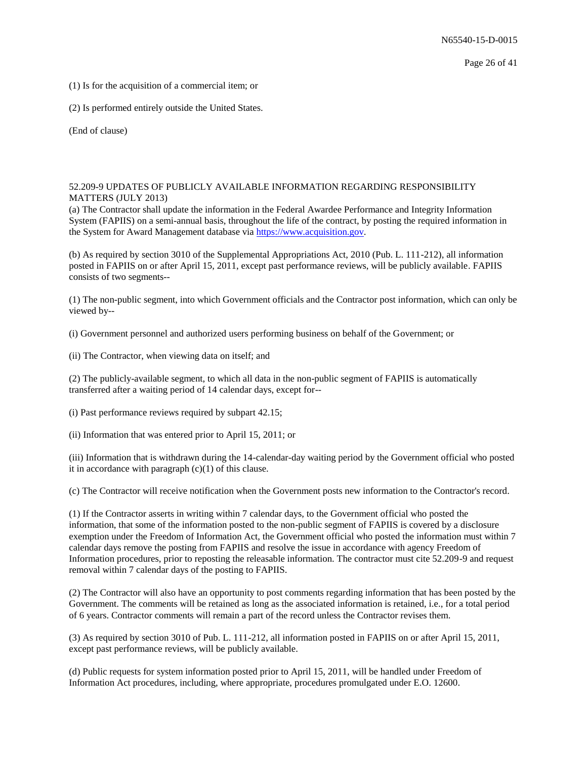(1) Is for the acquisition of a commercial item; or

(2) Is performed entirely outside the United States.

(End of clause)

52.209-9 UPDATES OF PUBLICLY AVAILABLE INFORMATION REGARDING RESPONSIBILITY MATTERS (JULY 2013)

(a) The Contractor shall update the information in the Federal Awardee Performance and Integrity Information System (FAPIIS) on a semi-annual basis, throughout the life of the contract, by posting the required information in the System for Award Management database via https://www.acquisition.gov.

(b) As required by section 3010 of the Supplemental Appropriations Act, 2010 (Pub. L. 111-212), all information posted in FAPIIS on or after April 15, 2011, except past performance reviews, will be publicly available. FAPIIS consists of two segments--

(1) The non-public segment, into which Government officials and the Contractor post information, which can only be viewed by--

(i) Government personnel and authorized users performing business on behalf of the Government; or

(ii) The Contractor, when viewing data on itself; and

(2) The publicly-available segment, to which all data in the non-public segment of FAPIIS is automatically transferred after a waiting period of 14 calendar days, except for--

(i) Past performance reviews required by subpart 42.15;

(ii) Information that was entered prior to April 15, 2011; or

(iii) Information that is withdrawn during the 14-calendar-day waiting period by the Government official who posted it in accordance with paragraph (c)(1) of this clause.

(c) The Contractor will receive notification when the Government posts new information to the Contractor's record.

(1) If the Contractor asserts in writing within 7 calendar days, to the Government official who posted the information, that some of the information posted to the non-public segment of FAPIIS is covered by a disclosure exemption under the Freedom of Information Act, the Government official who posted the information must within 7 calendar days remove the posting from FAPIIS and resolve the issue in accordance with agency Freedom of Information procedures, prior to reposting the releasable information. The contractor must cite 52.209-9 and request removal within 7 calendar days of the posting to FAPIIS.

(2) The Contractor will also have an opportunity to post comments regarding information that has been posted by the Government. The comments will be retained as long as the associated information is retained, i.e., for a total period of 6 years. Contractor comments will remain a part of the record unless the Contractor revises them.

(3) As required by section 3010 of Pub. L. 111-212, all information posted in FAPIIS on or after April 15, 2011, except past performance reviews, will be publicly available.

(d) Public requests for system information posted prior to April 15, 2011, will be handled under Freedom of Information Act procedures, including, where appropriate, procedures promulgated under E.O. 12600.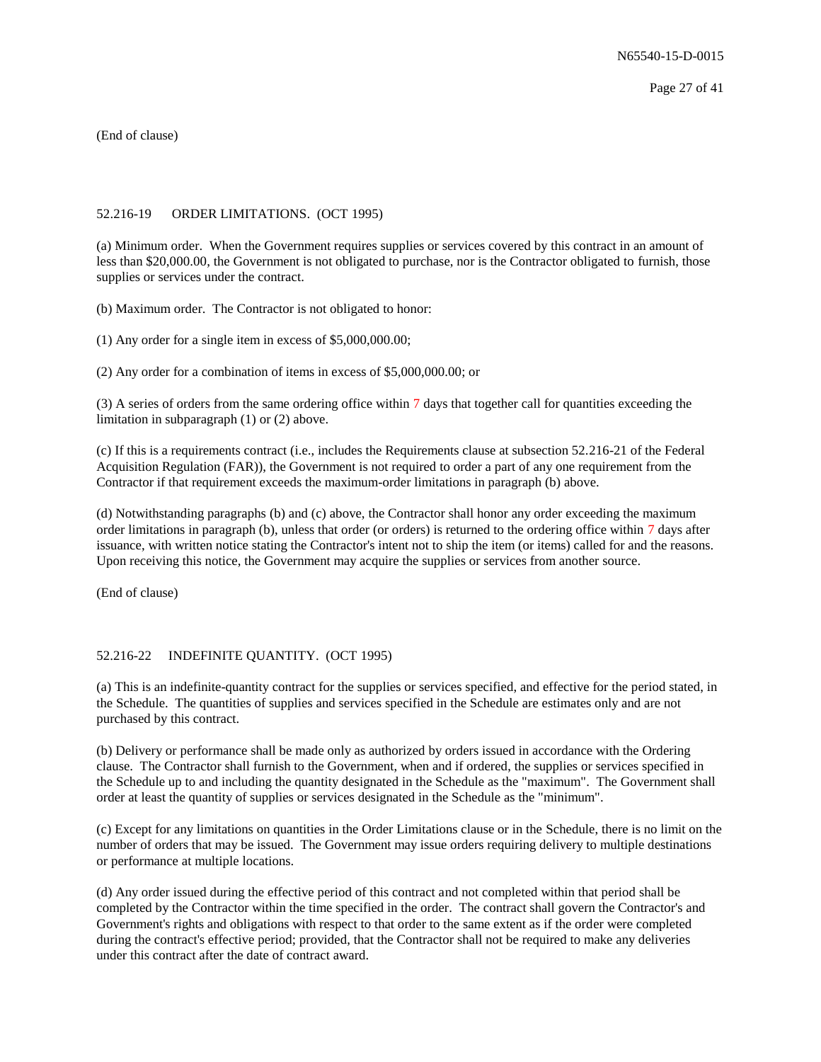(End of clause)

52.216-19 ORDER LIMITATIONS. (OCT 1995)

(a) Minimum order. When the Government requires supplies or services covered by this contract in an amount of less than $20,000.00, the Government is not obligated to purchase, nor is the Contractor obligated to furnish, those supplies or services under the contract.

(b) Maximum order. The Contractor is not obligated to honor:

(1) Any order for a single item in excess of $5,000,000.00;

(2) Any order for a combination of items in excess of $5,000,000.00; or

(3) A series of orders from the same ordering office within 7 days that together call for quantities exceeding the limitation in subparagraph (1) or (2) above.

(c) If this is a requirements contract (i.e., includes the Requirements clause at subsection 52.216-21 of the Federal Acquisition Regulation (FAR)), the Government is not required to order a part of any one requirement from the Contractor if that requirement exceeds the maximum-order limitations in paragraph (b) above.

(d) Notwithstanding paragraphs (b) and (c) above, the Contractor shall honor any order exceeding the maximum order limitations in paragraph (b), unless that order (or orders) is returned to the ordering office within 7 days after issuance, with written notice stating the Contractor's intent not to ship the item (or items) called for and the reasons. Upon receiving this notice, the Government may acquire the supplies or services from another source.

(End of clause)

52.216-22 INDEFINITE QUANTITY. (OCT 1995)

(a) This is an indefinite-quantity contract for the supplies or services specified, and effective for the period stated, in the Schedule. The quantities of supplies and services specified in the Schedule are estimates only and are not purchased by this contract.

(b) Delivery or performance shall be made only as authorized by orders issued in accordance with the Ordering clause. The Contractor shall furnish to the Government, when and if ordered, the supplies or services specified in the Schedule up to and including the quantity designated in the Schedule as the "maximum". The Government shall order at least the quantity of supplies or services designated in the Schedule as the "minimum".

(c) Except for any limitations on quantities in the Order Limitations clause or in the Schedule, there is no limit on the number of orders that may be issued. The Government may issue orders requiring delivery to multiple destinations or performance at multiple locations.

(d) Any order issued during the effective period of this contract and not completed within that period shall be completed by the Contractor within the time specified in the order. The contract shall govern the Contractor's and Government's rights and obligations with respect to that order to the same extent as if the order were completed during the contract's effective period; provided, that the Contractor shall not be required to make any deliveries under this contract after the date of contract award.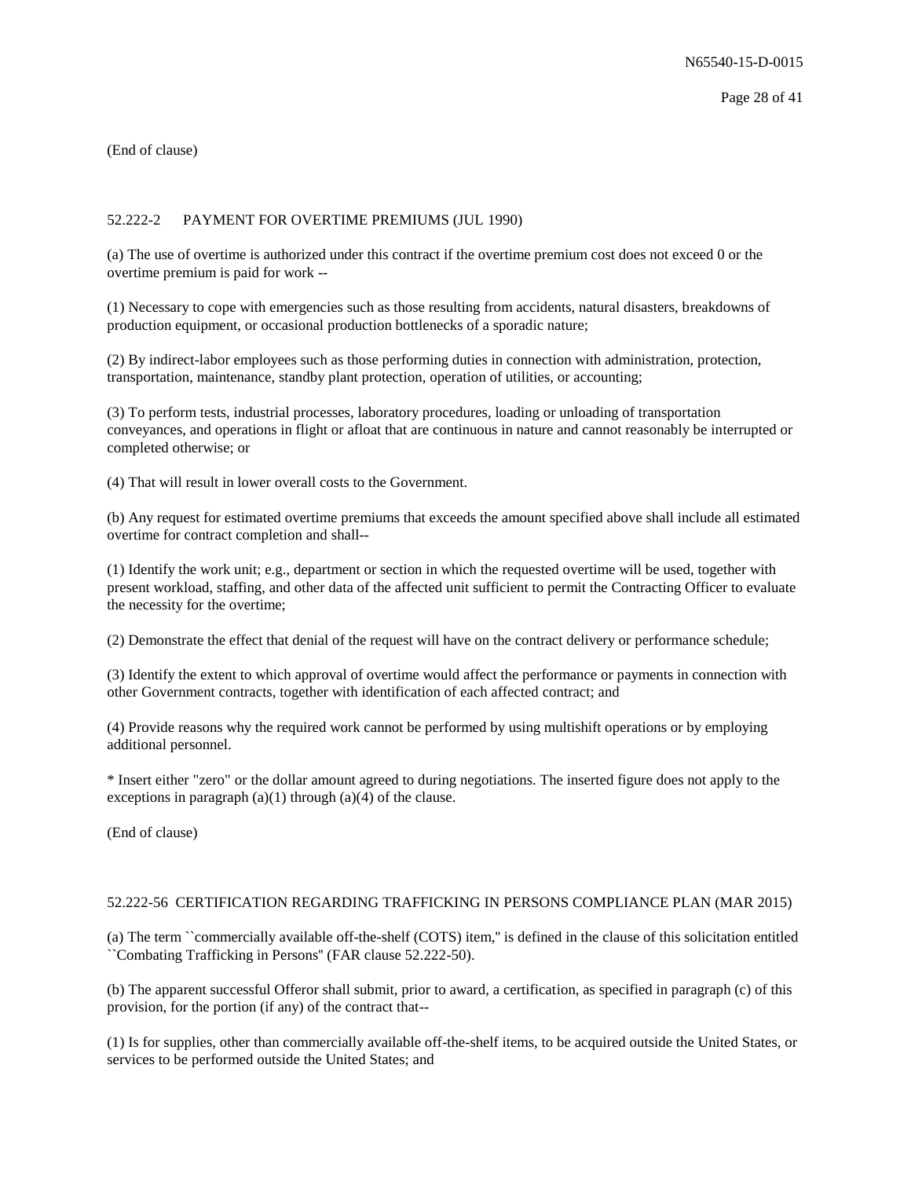(End of clause)

52.222-2 PAYMENT FOR OVERTIME PREMIUMS (JUL 1990)

(a) The use of overtime is authorized under this contract if the overtime premium cost does not exceed 0 or the overtime premium is paid for work --

(1) Necessary to cope with emergencies such as those resulting from accidents, natural disasters, breakdowns of production equipment, or occasional production bottlenecks of a sporadic nature;

(2) By indirect-labor employees such as those performing duties in connection with administration, protection, transportation, maintenance, standby plant protection, operation of utilities, or accounting;

(3) To perform tests, industrial processes, laboratory procedures, loading or unloading of transportation conveyances, and operations in flight or afloat that are continuous in nature and cannot reasonably be interrupted or completed otherwise; or

(4) That will result in lower overall costs to the Government.

(b) Any request for estimated overtime premiums that exceeds the amount specified above shall include all estimated overtime for contract completion and shall--

(1) Identify the work unit; e.g., department or section in which the requested overtime will be used, together with present workload, staffing, and other data of the affected unit sufficient to permit the Contracting Officer to evaluate the necessity for the overtime;

(2) Demonstrate the effect that denial of the request will have on the contract delivery or performance schedule;

(3) Identify the extent to which approval of overtime would affect the performance or payments in connection with other Government contracts, together with identification of each affected contract; and

(4) Provide reasons why the required work cannot be performed by using multishift operations or by employing additional personnel.

* Insert either "zero" or the dollar amount agreed to during negotiations. The inserted figure does not apply to the exceptions in paragraph (a)(1) through (a)(4) of the clause.

(End of clause)

52.222-56 CERTIFICATION REGARDING TRAFFICKING IN PERSONS COMPLIANCE PLAN (MAR 2015)

(a) The term ``commercially available off-the-shelf (COTS) item,'' is defined in the clause of this solicitation entitled ``Combating Trafficking in Persons'' (FAR clause 52.222-50).

(b) The apparent successful Offeror shall submit, prior to award, a certification, as specified in paragraph (c) of this provision, for the portion (if any) of the contract that--

(1) Is for supplies, other than commercially available off-the-shelf items, to be acquired outside the United States, or services to be performed outside the United States; and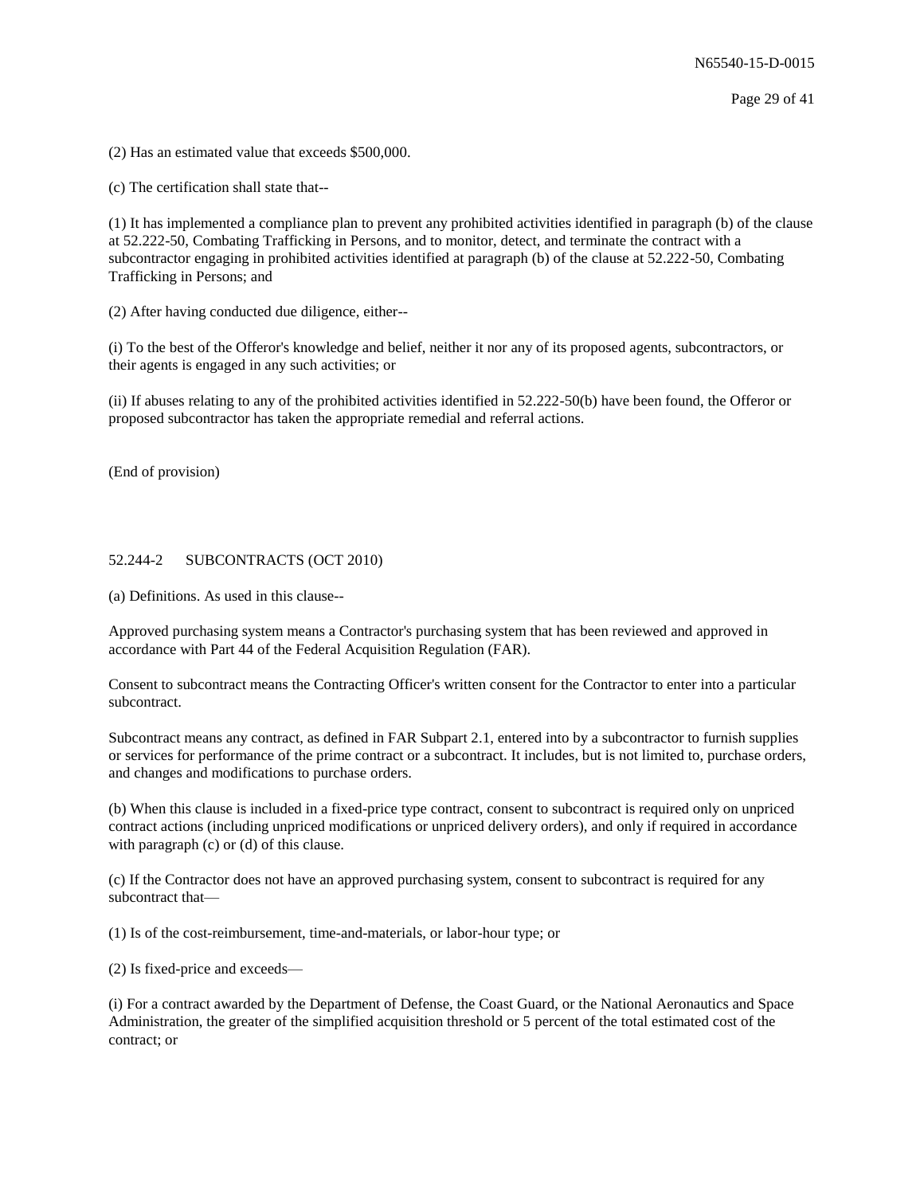(2) Has an estimated value that exceeds $500,000.

(c) The certification shall state that--

(1) It has implemented a compliance plan to prevent any prohibited activities identified in paragraph (b) of the clause at 52.222-50, Combating Trafficking in Persons, and to monitor, detect, and terminate the contract with a subcontractor engaging in prohibited activities identified at paragraph (b) of the clause at 52.222-50, Combating Trafficking in Persons; and

(2) After having conducted due diligence, either--

(i) To the best of the Offeror's knowledge and belief, neither it nor any of its proposed agents, subcontractors, or their agents is engaged in any such activities; or

(ii) If abuses relating to any of the prohibited activities identified in 52.222-50(b) have been found, the Offeror or proposed subcontractor has taken the appropriate remedial and referral actions.

(End of provision)

52.244-2 SUBCONTRACTS (OCT 2010)

(a) Definitions. As used in this clause--

Approved purchasing system means a Contractor's purchasing system that has been reviewed and approved in accordance with Part 44 of the Federal Acquisition Regulation (FAR).

Consent to subcontract means the Contracting Officer's written consent for the Contractor to enter into a particular subcontract.

Subcontract means any contract, as defined in FAR Subpart 2.1, entered into by a subcontractor to furnish supplies or services for performance of the prime contract or a subcontract. It includes, but is not limited to, purchase orders, and changes and modifications to purchase orders.

(b) When this clause is included in a fixed-price type contract, consent to subcontract is required only on unpriced contract actions (including unpriced modifications or unpriced delivery orders), and only if required in accordance with paragraph (c) or (d) of this clause.

(c) If the Contractor does not have an approved purchasing system, consent to subcontract is required for any subcontract that—

(1) Is of the cost-reimbursement, time-and-materials, or labor-hour type; or

(2) Is fixed-price and exceeds—

(i) For a contract awarded by the Department of Defense, the Coast Guard, or the National Aeronautics and Space Administration, the greater of the simplified acquisition threshold or 5 percent of the total estimated cost of the contract; or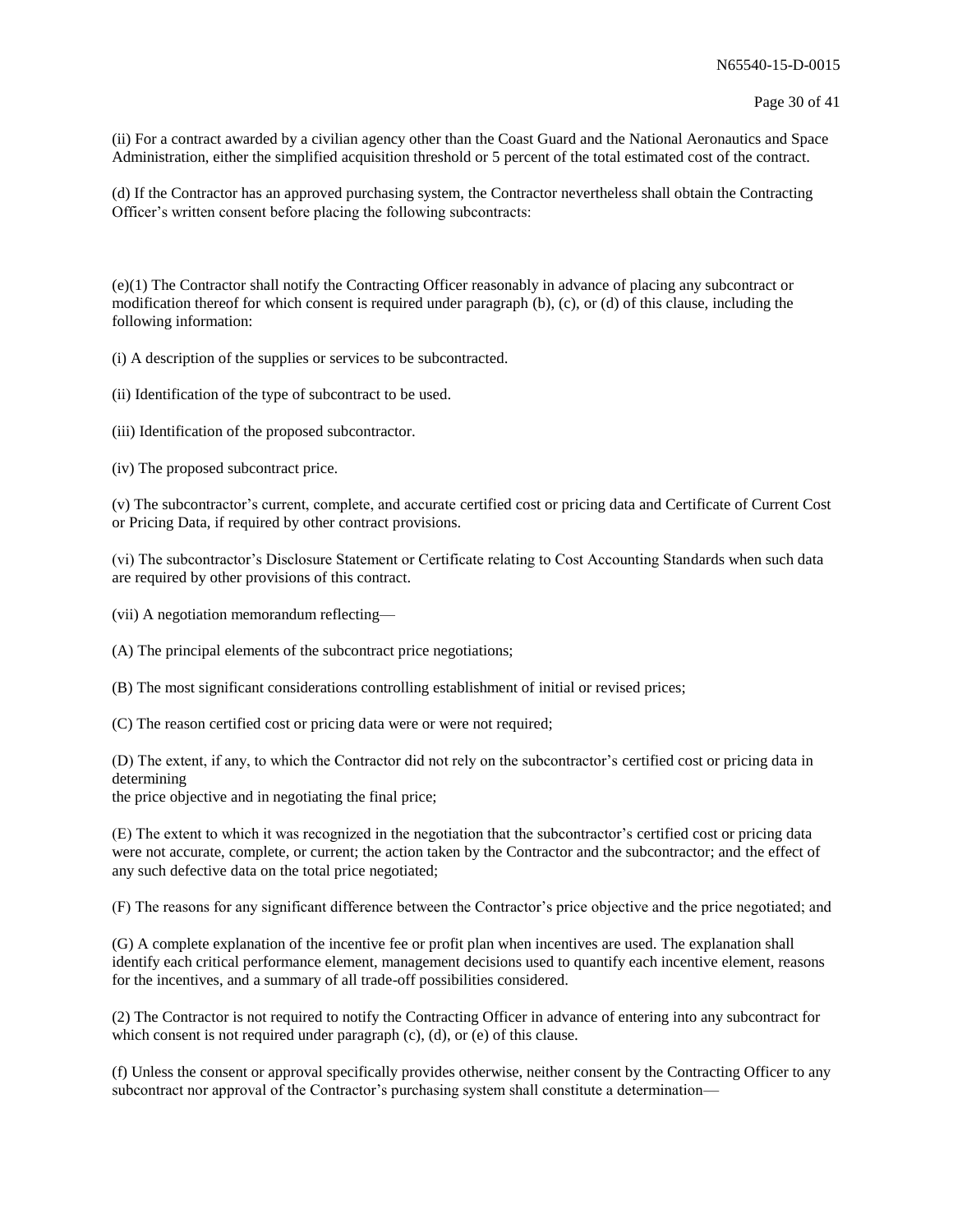(ii) For a contract awarded by a civilian agency other than the Coast Guard and the National Aeronautics and Space Administration, either the simplified acquisition threshold or 5 percent of the total estimated cost of the contract.

(d) If the Contractor has an approved purchasing system, the Contractor nevertheless shall obtain the Contracting Officer's written consent before placing the following subcontracts:

(e)(1) The Contractor shall notify the Contracting Officer reasonably in advance of placing any subcontract or modification thereof for which consent is required under paragraph (b), (c), or (d) of this clause, including the following information:

(i) A description of the supplies or services to be subcontracted.

(ii) Identification of the type of subcontract to be used.

(iii) Identification of the proposed subcontractor.

(iv) The proposed subcontract price.

(v) The subcontractor's current, complete, and accurate certified cost or pricing data and Certificate of Current Cost or Pricing Data, if required by other contract provisions.

(vi) The subcontractor's Disclosure Statement or Certificate relating to Cost Accounting Standards when such data are required by other provisions of this contract.

(vii) A negotiation memorandum reflecting—

(A) The principal elements of the subcontract price negotiations;

(B) The most significant considerations controlling establishment of initial or revised prices;

(C) The reason certified cost or pricing data were or were not required;

(D) The extent, if any, to which the Contractor did not rely on the subcontractor's certified cost or pricing data in determining
the price objective and in negotiating the final price;

(E) The extent to which it was recognized in the negotiation that the subcontractor's certified cost or pricing data were not accurate, complete, or current; the action taken by the Contractor and the subcontractor; and the effect of any such defective data on the total price negotiated;

(F) The reasons for any significant difference between the Contractor's price objective and the price negotiated; and

(G) A complete explanation of the incentive fee or profit plan when incentives are used. The explanation shall identify each critical performance element, management decisions used to quantify each incentive element, reasons for the incentives, and a summary of all trade-off possibilities considered.

(2) The Contractor is not required to notify the Contracting Officer in advance of entering into any subcontract for which consent is not required under paragraph (c), (d), or (e) of this clause.

(f) Unless the consent or approval specifically provides otherwise, neither consent by the Contracting Officer to any subcontract nor approval of the Contractor's purchasing system shall constitute a determination—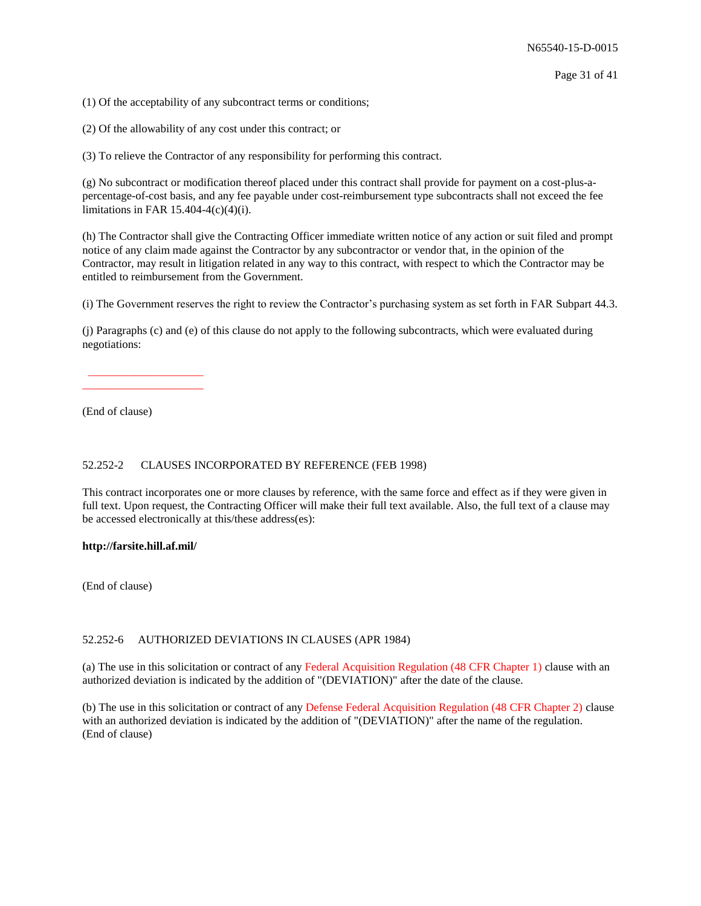(1) Of the acceptability of any subcontract terms or conditions;

(2) Of the allowability of any cost under this contract; or

(3) To relieve the Contractor of any responsibility for performing this contract.

(g) No subcontract or modification thereof placed under this contract shall provide for payment on a cost-plus-a-percentage-of-cost basis, and any fee payable under cost-reimbursement type subcontracts shall not exceed the fee limitations in FAR 15.404-4(c)(4)(i).

(h) The Contractor shall give the Contracting Officer immediate written notice of any action or suit filed and prompt notice of any claim made against the Contractor by any subcontractor or vendor that, in the opinion of the Contractor, may result in litigation related in any way to this contract, with respect to which the Contractor may be entitled to reimbursement from the Government.

(i) The Government reserves the right to review the Contractor's purchasing system as set forth in FAR Subpart 44.3.

(j) Paragraphs (c) and (e) of this clause do not apply to the following subcontracts, which were evaluated during negotiations:

\_\_\_\_\_\_\_\_\_\_\_\_\_\_\_\_\_\_\_\_

\_\_\_\_\_\_\_\_\_\_\_\_\_\_\_\_\_\_\_\_

(End of clause)

52.252-2 CLAUSES INCORPORATED BY REFERENCE (FEB 1998)

This contract incorporates one or more clauses by reference, with the same force and effect as if they were given in full text. Upon request, the Contracting Officer will make their full text available. Also, the full text of a clause may be accessed electronically at this/these address(es):

**http://farsite.hill.af.mil/**

(End of clause)

52.252-6 AUTHORIZED DEVIATIONS IN CLAUSES (APR 1984)

(a) The use in this solicitation or contract of any Federal Acquisition Regulation (48 CFR Chapter 1) clause with an authorized deviation is indicated by the addition of "(DEVIATION)" after the date of the clause.

(b) The use in this solicitation or contract of any Defense Federal Acquisition Regulation (48 CFR Chapter 2) clause with an authorized deviation is indicated by the addition of "(DEVIATION)" after the name of the regulation.
(End of clause)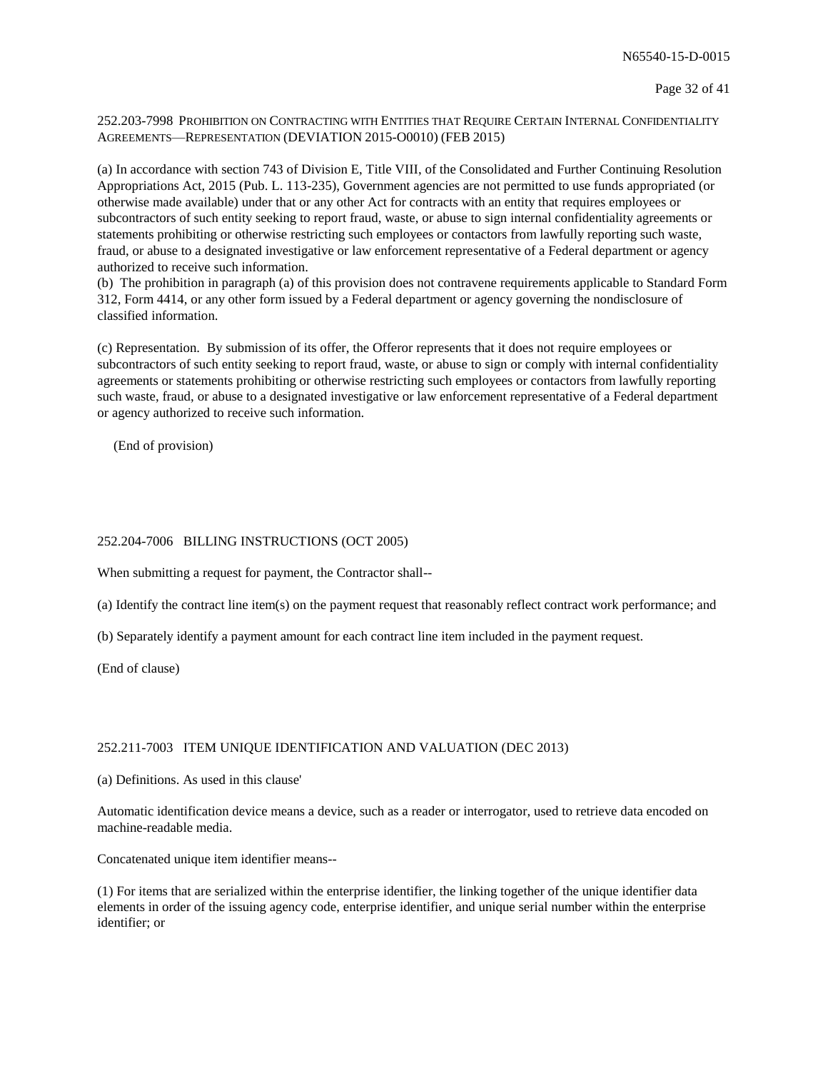252.203-7998 PROHIBITION ON CONTRACTING WITH ENTITIES THAT REQUIRE CERTAIN INTERNAL CONFIDENTIALITY AGREEMENTS—REPRESENTATION (DEVIATION 2015-O0010) (FEB 2015)

(a) In accordance with section 743 of Division E, Title VIII, of the Consolidated and Further Continuing Resolution Appropriations Act, 2015 (Pub. L. 113-235), Government agencies are not permitted to use funds appropriated (or otherwise made available) under that or any other Act for contracts with an entity that requires employees or subcontractors of such entity seeking to report fraud, waste, or abuse to sign internal confidentiality agreements or statements prohibiting or otherwise restricting such employees or contactors from lawfully reporting such waste, fraud, or abuse to a designated investigative or law enforcement representative of a Federal department or agency authorized to receive such information.
(b) The prohibition in paragraph (a) of this provision does not contravene requirements applicable to Standard Form 312, Form 4414, or any other form issued by a Federal department or agency governing the nondisclosure of classified information.

(c) Representation. By submission of its offer, the Offeror represents that it does not require employees or subcontractors of such entity seeking to report fraud, waste, or abuse to sign or comply with internal confidentiality agreements or statements prohibiting or otherwise restricting such employees or contactors from lawfully reporting such waste, fraud, or abuse to a designated investigative or law enforcement representative of a Federal department or agency authorized to receive such information.

(End of provision)

252.204-7006 BILLING INSTRUCTIONS (OCT 2005)

When submitting a request for payment, the Contractor shall--

(a) Identify the contract line item(s) on the payment request that reasonably reflect contract work performance; and

(b) Separately identify a payment amount for each contract line item included in the payment request.

(End of clause)

252.211-7003 ITEM UNIQUE IDENTIFICATION AND VALUATION (DEC 2013)

(a) Definitions. As used in this clause'

Automatic identification device means a device, such as a reader or interrogator, used to retrieve data encoded on machine-readable media.

Concatenated unique item identifier means--

(1) For items that are serialized within the enterprise identifier, the linking together of the unique identifier data elements in order of the issuing agency code, enterprise identifier, and unique serial number within the enterprise identifier; or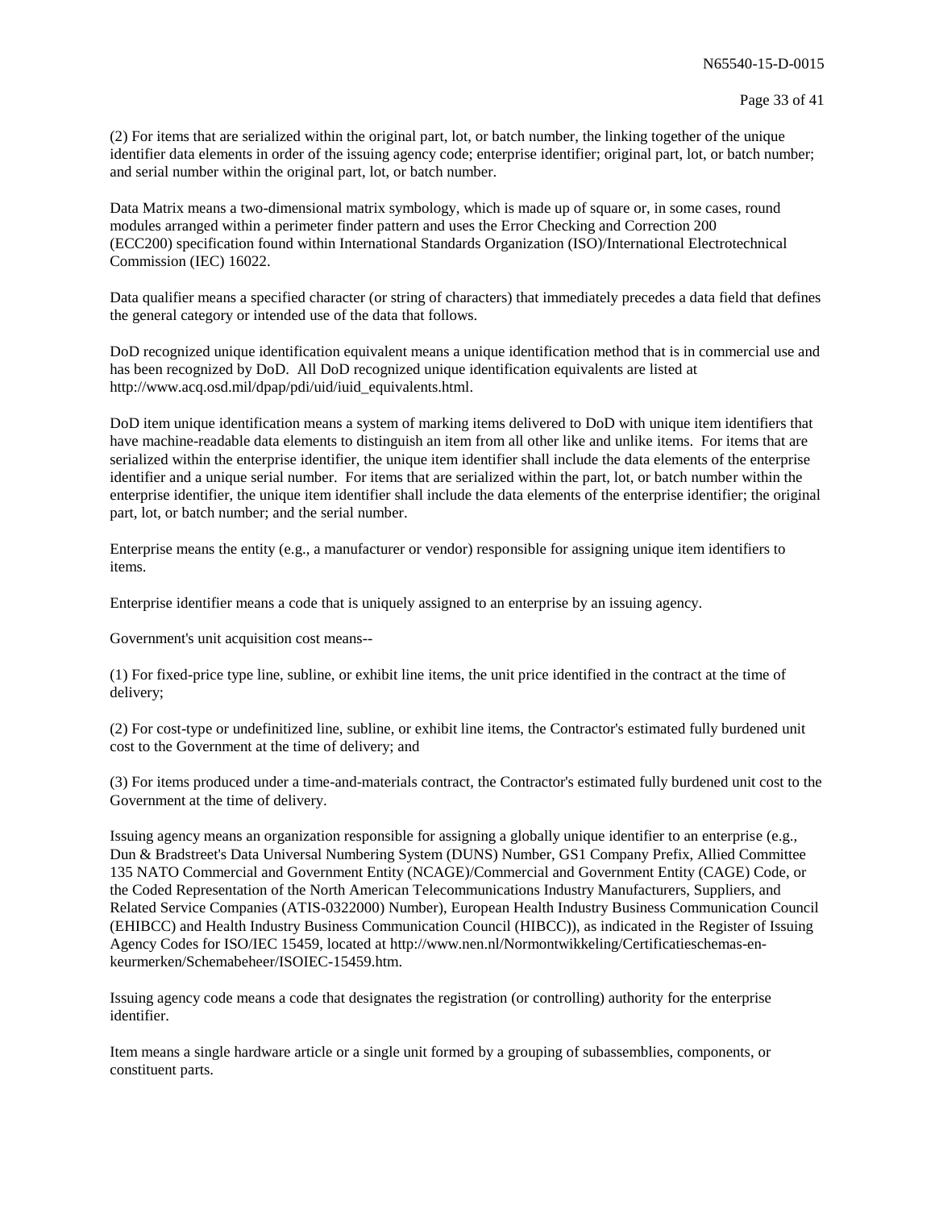(2) For items that are serialized within the original part, lot, or batch number, the linking together of the unique identifier data elements in order of the issuing agency code; enterprise identifier; original part, lot, or batch number; and serial number within the original part, lot, or batch number.

Data Matrix means a two-dimensional matrix symbology, which is made up of square or, in some cases, round modules arranged within a perimeter finder pattern and uses the Error Checking and Correction 200 (ECC200) specification found within International Standards Organization (ISO)/International Electrotechnical Commission (IEC) 16022.

Data qualifier means a specified character (or string of characters) that immediately precedes a data field that defines the general category or intended use of the data that follows.

DoD recognized unique identification equivalent means a unique identification method that is in commercial use and has been recognized by DoD. All DoD recognized unique identification equivalents are listed at http://www.acq.osd.mil/dpap/pdi/uid/iuid_equivalents.html.

DoD item unique identification means a system of marking items delivered to DoD with unique item identifiers that have machine-readable data elements to distinguish an item from all other like and unlike items. For items that are serialized within the enterprise identifier, the unique item identifier shall include the data elements of the enterprise identifier and a unique serial number. For items that are serialized within the part, lot, or batch number within the enterprise identifier, the unique item identifier shall include the data elements of the enterprise identifier; the original part, lot, or batch number; and the serial number.

Enterprise means the entity (e.g., a manufacturer or vendor) responsible for assigning unique item identifiers to items.

Enterprise identifier means a code that is uniquely assigned to an enterprise by an issuing agency.

Government's unit acquisition cost means--

(1) For fixed-price type line, subline, or exhibit line items, the unit price identified in the contract at the time of delivery;

(2) For cost-type or undefinitized line, subline, or exhibit line items, the Contractor's estimated fully burdened unit cost to the Government at the time of delivery; and

(3) For items produced under a time-and-materials contract, the Contractor's estimated fully burdened unit cost to the Government at the time of delivery.

Issuing agency means an organization responsible for assigning a globally unique identifier to an enterprise (e.g., Dun & Bradstreet's Data Universal Numbering System (DUNS) Number, GS1 Company Prefix, Allied Committee 135 NATO Commercial and Government Entity (NCAGE)/Commercial and Government Entity (CAGE) Code, or the Coded Representation of the North American Telecommunications Industry Manufacturers, Suppliers, and Related Service Companies (ATIS-0322000) Number), European Health Industry Business Communication Council (EHIBCC) and Health Industry Business Communication Council (HIBCC)), as indicated in the Register of Issuing Agency Codes for ISO/IEC 15459, located at http://www.nen.nl/Normontwikkeling/Certificatieschemas-en-keurmerken/Schemabeheer/ISOIEC-15459.htm.

Issuing agency code means a code that designates the registration (or controlling) authority for the enterprise identifier.

Item means a single hardware article or a single unit formed by a grouping of subassemblies, components, or constituent parts.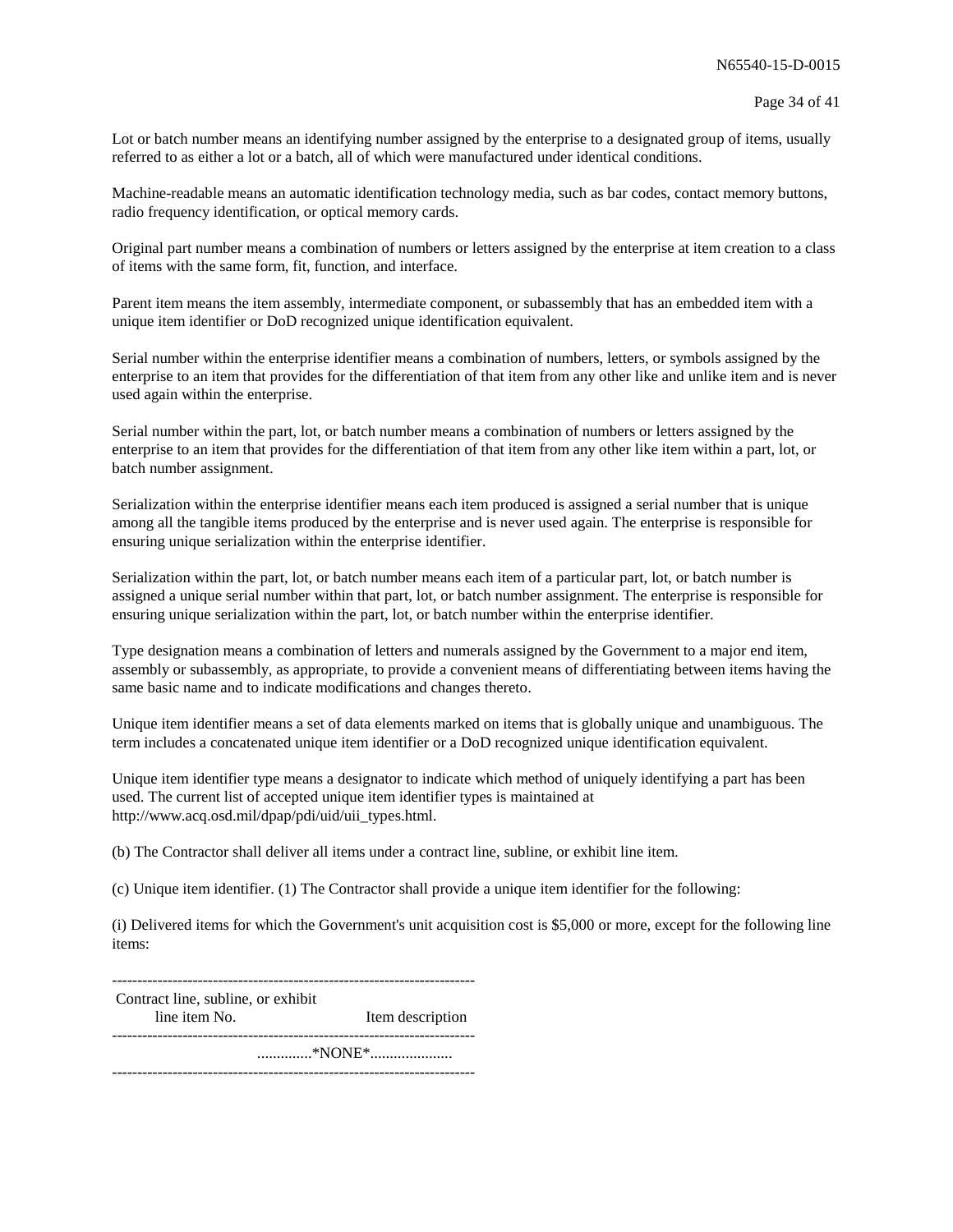Lot or batch number means an identifying number assigned by the enterprise to a designated group of items, usually referred to as either a lot or a batch, all of which were manufactured under identical conditions.

Machine-readable means an automatic identification technology media, such as bar codes, contact memory buttons, radio frequency identification, or optical memory cards.

Original part number means a combination of numbers or letters assigned by the enterprise at item creation to a class of items with the same form, fit, function, and interface.

Parent item means the item assembly, intermediate component, or subassembly that has an embedded item with a unique item identifier or DoD recognized unique identification equivalent.

Serial number within the enterprise identifier means a combination of numbers, letters, or symbols assigned by the enterprise to an item that provides for the differentiation of that item from any other like and unlike item and is never used again within the enterprise.

Serial number within the part, lot, or batch number means a combination of numbers or letters assigned by the enterprise to an item that provides for the differentiation of that item from any other like item within a part, lot, or batch number assignment.

Serialization within the enterprise identifier means each item produced is assigned a serial number that is unique among all the tangible items produced by the enterprise and is never used again. The enterprise is responsible for ensuring unique serialization within the enterprise identifier.

Serialization within the part, lot, or batch number means each item of a particular part, lot, or batch number is assigned a unique serial number within that part, lot, or batch number assignment. The enterprise is responsible for ensuring unique serialization within the part, lot, or batch number within the enterprise identifier.

Type designation means a combination of letters and numerals assigned by the Government to a major end item, assembly or subassembly, as appropriate, to provide a convenient means of differentiating between items having the same basic name and to indicate modifications and changes thereto.

Unique item identifier means a set of data elements marked on items that is globally unique and unambiguous. The term includes a concatenated unique item identifier or a DoD recognized unique identification equivalent.

Unique item identifier type means a designator to indicate which method of uniquely identifying a part has been used. The current list of accepted unique item identifier types is maintained at http://www.acq.osd.mil/dpap/pdi/uid/uii_types.html.

(b) The Contractor shall deliver all items under a contract line, subline, or exhibit line item.

(c) Unique item identifier. (1) The Contractor shall provide a unique item identifier for the following:

(i) Delivered items for which the Government's unit acquisition cost is $5,000 or more, except for the following line items:

| Contract line, subline, or exhibit line item No. | Item description |
|---|---|
| ..............*NONE*..................... | |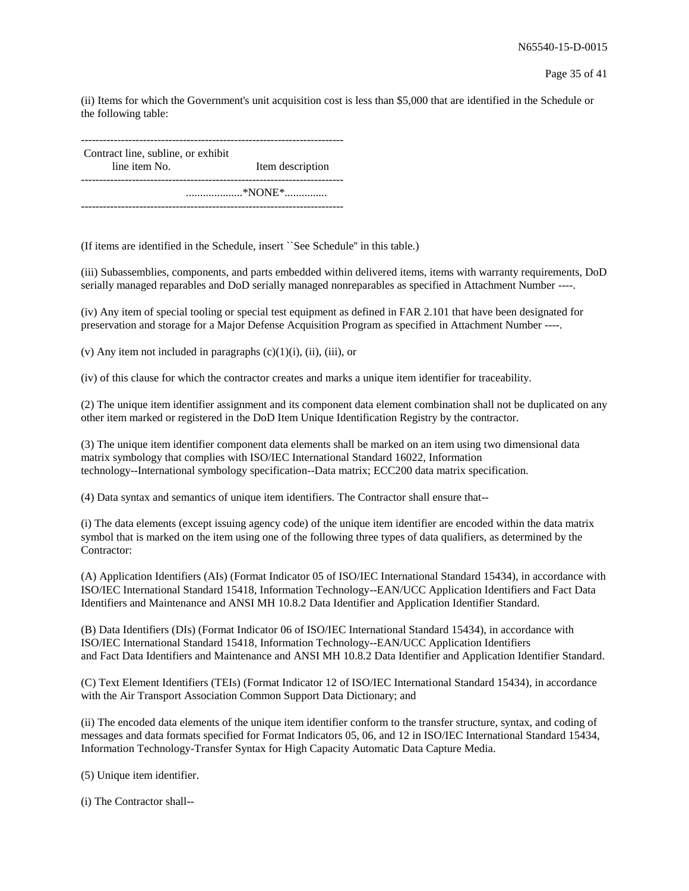(ii) Items for which the Government's unit acquisition cost is less than $5,000 that are identified in the Schedule or the following table:

| Contract line, subline, or exhibit line item No. | Item description |
| --- | --- |
| ...................*NONE*.............. | |

(If items are identified in the Schedule, insert ``See Schedule'' in this table.)

(iii) Subassemblies, components, and parts embedded within delivered items, items with warranty requirements, DoD serially managed reparables and DoD serially managed nonreparables as specified in Attachment Number ----.

(iv) Any item of special tooling or special test equipment as defined in FAR 2.101 that have been designated for preservation and storage for a Major Defense Acquisition Program as specified in Attachment Number ----.

(v) Any item not included in paragraphs (c)(1)(i), (ii), (iii), or

(iv) of this clause for which the contractor creates and marks a unique item identifier for traceability.

(2) The unique item identifier assignment and its component data element combination shall not be duplicated on any other item marked or registered in the DoD Item Unique Identification Registry by the contractor.

(3) The unique item identifier component data elements shall be marked on an item using two dimensional data matrix symbology that complies with ISO/IEC International Standard 16022, Information technology--International symbology specification--Data matrix; ECC200 data matrix specification.

(4) Data syntax and semantics of unique item identifiers. The Contractor shall ensure that--

(i) The data elements (except issuing agency code) of the unique item identifier are encoded within the data matrix symbol that is marked on the item using one of the following three types of data qualifiers, as determined by the Contractor:

(A) Application Identifiers (AIs) (Format Indicator 05 of ISO/IEC International Standard 15434), in accordance with ISO/IEC International Standard 15418, Information Technology--EAN/UCC Application Identifiers and Fact Data Identifiers and Maintenance and ANSI MH 10.8.2 Data Identifier and Application Identifier Standard.

(B) Data Identifiers (DIs) (Format Indicator 06 of ISO/IEC International Standard 15434), in accordance with ISO/IEC International Standard 15418, Information Technology--EAN/UCC Application Identifiers and Fact Data Identifiers and Maintenance and ANSI MH 10.8.2 Data Identifier and Application Identifier Standard.

(C) Text Element Identifiers (TEIs) (Format Indicator 12 of ISO/IEC International Standard 15434), in accordance with the Air Transport Association Common Support Data Dictionary; and

(ii) The encoded data elements of the unique item identifier conform to the transfer structure, syntax, and coding of messages and data formats specified for Format Indicators 05, 06, and 12 in ISO/IEC International Standard 15434, Information Technology-Transfer Syntax for High Capacity Automatic Data Capture Media.

(5) Unique item identifier.

(i) The Contractor shall--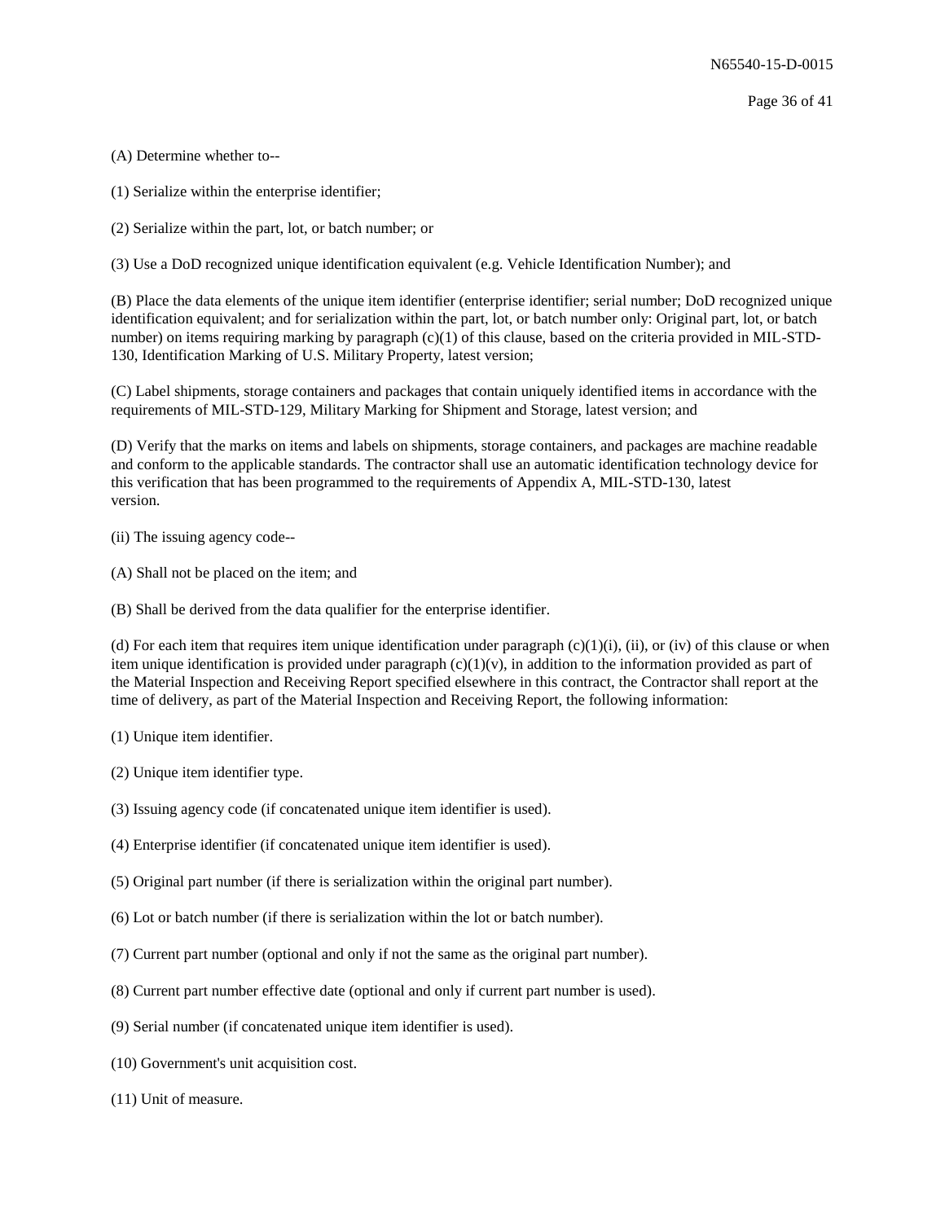(A) Determine whether to--

(1) Serialize within the enterprise identifier;

(2) Serialize within the part, lot, or batch number; or

(3) Use a DoD recognized unique identification equivalent (e.g. Vehicle Identification Number); and

(B) Place the data elements of the unique item identifier (enterprise identifier; serial number; DoD recognized unique identification equivalent; and for serialization within the part, lot, or batch number only: Original part, lot, or batch number) on items requiring marking by paragraph (c)(1) of this clause, based on the criteria provided in MIL-STD-130, Identification Marking of U.S. Military Property, latest version;

(C) Label shipments, storage containers and packages that contain uniquely identified items in accordance with the requirements of MIL-STD-129, Military Marking for Shipment and Storage, latest version; and

(D) Verify that the marks on items and labels on shipments, storage containers, and packages are machine readable and conform to the applicable standards. The contractor shall use an automatic identification technology device for this verification that has been programmed to the requirements of Appendix A, MIL-STD-130, latest version.

(ii) The issuing agency code--

(A) Shall not be placed on the item; and

(B) Shall be derived from the data qualifier for the enterprise identifier.

(d) For each item that requires item unique identification under paragraph (c)(1)(i), (ii), or (iv) of this clause or when item unique identification is provided under paragraph (c)(1)(v), in addition to the information provided as part of the Material Inspection and Receiving Report specified elsewhere in this contract, the Contractor shall report at the time of delivery, as part of the Material Inspection and Receiving Report, the following information:

(1) Unique item identifier.

(2) Unique item identifier type.

(3) Issuing agency code (if concatenated unique item identifier is used).

(4) Enterprise identifier (if concatenated unique item identifier is used).

(5) Original part number (if there is serialization within the original part number).

(6) Lot or batch number (if there is serialization within the lot or batch number).

(7) Current part number (optional and only if not the same as the original part number).

(8) Current part number effective date (optional and only if current part number is used).

(9) Serial number (if concatenated unique item identifier is used).

(10) Government's unit acquisition cost.

(11) Unit of measure.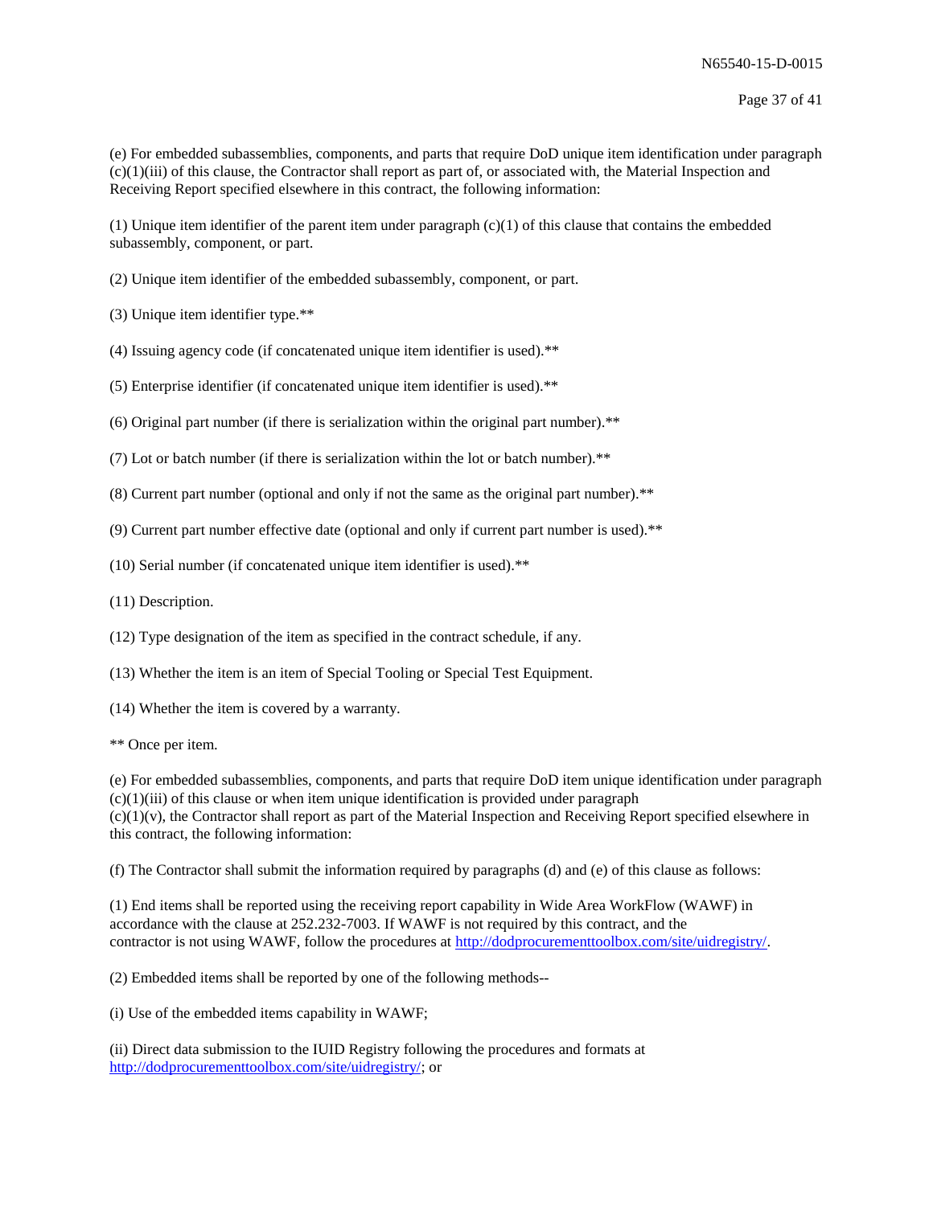(e) For embedded subassemblies, components, and parts that require DoD unique item identification under paragraph (c)(1)(iii) of this clause, the Contractor shall report as part of, or associated with, the Material Inspection and Receiving Report specified elsewhere in this contract, the following information:

(1) Unique item identifier of the parent item under paragraph (c)(1) of this clause that contains the embedded subassembly, component, or part.

(2) Unique item identifier of the embedded subassembly, component, or part.

(3) Unique item identifier type.**

(4) Issuing agency code (if concatenated unique item identifier is used).**

(5) Enterprise identifier (if concatenated unique item identifier is used).**

(6) Original part number (if there is serialization within the original part number).**

(7) Lot or batch number (if there is serialization within the lot or batch number).**

(8) Current part number (optional and only if not the same as the original part number).**

(9) Current part number effective date (optional and only if current part number is used).**

(10) Serial number (if concatenated unique item identifier is used).**

(11) Description.

(12) Type designation of the item as specified in the contract schedule, if any.

(13) Whether the item is an item of Special Tooling or Special Test Equipment.

(14) Whether the item is covered by a warranty.

** Once per item.

(e) For embedded subassemblies, components, and parts that require DoD item unique identification under paragraph (c)(1)(iii) of this clause or when item unique identification is provided under paragraph (c)(1)(v), the Contractor shall report as part of the Material Inspection and Receiving Report specified elsewhere in this contract, the following information:

(f) The Contractor shall submit the information required by paragraphs (d) and (e) of this clause as follows:

(1) End items shall be reported using the receiving report capability in Wide Area WorkFlow (WAWF) in accordance with the clause at 252.232-7003. If WAWF is not required by this contract, and the contractor is not using WAWF, follow the procedures at http://dodprocurementtoolbox.com/site/uidregistry/.

(2) Embedded items shall be reported by one of the following methods--

(i) Use of the embedded items capability in WAWF;

(ii) Direct data submission to the IUID Registry following the procedures and formats at http://dodprocurementtoolbox.com/site/uidregistry/; or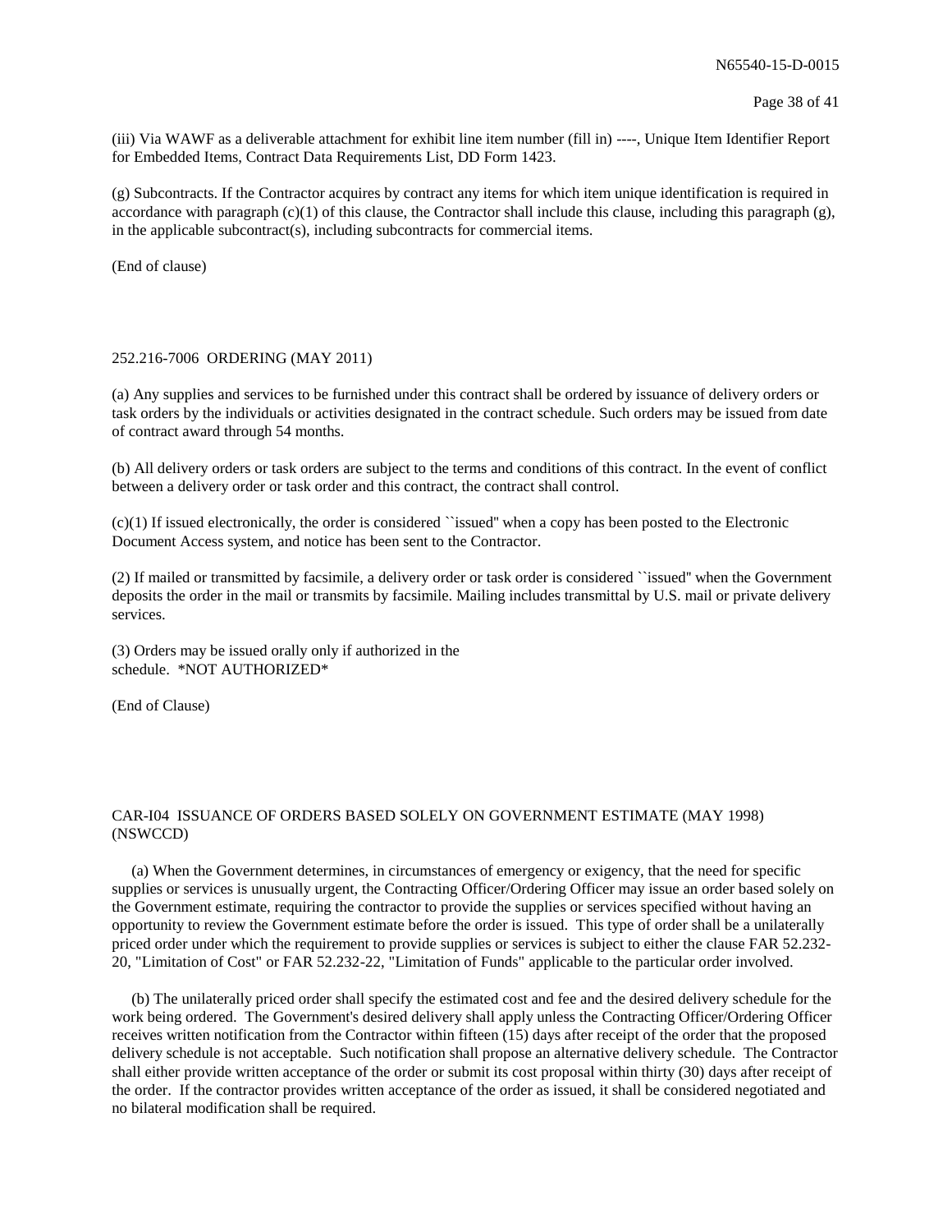(iii) Via WAWF as a deliverable attachment for exhibit line item number (fill in) ----, Unique Item Identifier Report for Embedded Items, Contract Data Requirements List, DD Form 1423.

(g) Subcontracts. If the Contractor acquires by contract any items for which item unique identification is required in accordance with paragraph (c)(1) of this clause, the Contractor shall include this clause, including this paragraph (g), in the applicable subcontract(s), including subcontracts for commercial items.

(End of clause)

252.216-7006 ORDERING (MAY 2011)

(a) Any supplies and services to be furnished under this contract shall be ordered by issuance of delivery orders or task orders by the individuals or activities designated in the contract schedule. Such orders may be issued from date of contract award through 54 months.

(b) All delivery orders or task orders are subject to the terms and conditions of this contract. In the event of conflict between a delivery order or task order and this contract, the contract shall control.

(c)(1) If issued electronically, the order is considered ``issued'' when a copy has been posted to the Electronic Document Access system, and notice has been sent to the Contractor.

(2) If mailed or transmitted by facsimile, a delivery order or task order is considered ``issued'' when the Government deposits the order in the mail or transmits by facsimile. Mailing includes transmittal by U.S. mail or private delivery services.

(3) Orders may be issued orally only if authorized in the schedule. *NOT AUTHORIZED*

(End of Clause)

CAR-I04 ISSUANCE OF ORDERS BASED SOLELY ON GOVERNMENT ESTIMATE (MAY 1998) (NSWCCD)

(a) When the Government determines, in circumstances of emergency or exigency, that the need for specific supplies or services is unusually urgent, the Contracting Officer/Ordering Officer may issue an order based solely on the Government estimate, requiring the contractor to provide the supplies or services specified without having an opportunity to review the Government estimate before the order is issued. This type of order shall be a unilaterally priced order under which the requirement to provide supplies or services is subject to either the clause FAR 52.232-20, "Limitation of Cost" or FAR 52.232-22, "Limitation of Funds" applicable to the particular order involved.

(b) The unilaterally priced order shall specify the estimated cost and fee and the desired delivery schedule for the work being ordered. The Government's desired delivery shall apply unless the Contracting Officer/Ordering Officer receives written notification from the Contractor within fifteen (15) days after receipt of the order that the proposed delivery schedule is not acceptable. Such notification shall propose an alternative delivery schedule. The Contractor shall either provide written acceptance of the order or submit its cost proposal within thirty (30) days after receipt of the order. If the contractor provides written acceptance of the order as issued, it shall be considered negotiated and no bilateral modification shall be required.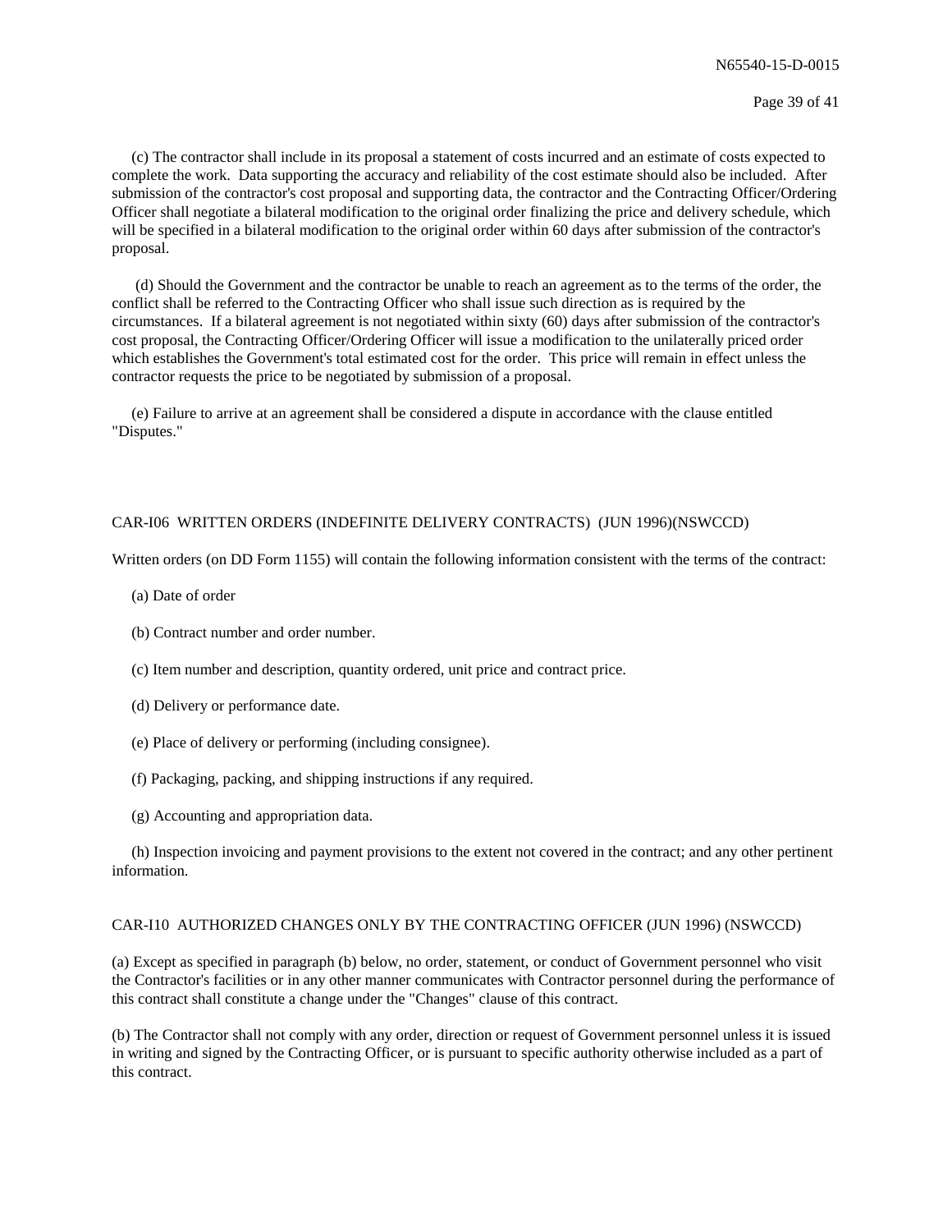(c) The contractor shall include in its proposal a statement of costs incurred and an estimate of costs expected to complete the work. Data supporting the accuracy and reliability of the cost estimate should also be included. After submission of the contractor's cost proposal and supporting data, the contractor and the Contracting Officer/Ordering Officer shall negotiate a bilateral modification to the original order finalizing the price and delivery schedule, which will be specified in a bilateral modification to the original order within 60 days after submission of the contractor's proposal.

(d) Should the Government and the contractor be unable to reach an agreement as to the terms of the order, the conflict shall be referred to the Contracting Officer who shall issue such direction as is required by the circumstances. If a bilateral agreement is not negotiated within sixty (60) days after submission of the contractor's cost proposal, the Contracting Officer/Ordering Officer will issue a modification to the unilaterally priced order which establishes the Government's total estimated cost for the order. This price will remain in effect unless the contractor requests the price to be negotiated by submission of a proposal.

(e) Failure to arrive at an agreement shall be considered a dispute in accordance with the clause entitled "Disputes."

CAR-I06 WRITTEN ORDERS (INDEFINITE DELIVERY CONTRACTS) (JUN 1996)(NSWCCD)

Written orders (on DD Form 1155) will contain the following information consistent with the terms of the contract:

(a) Date of order

(b) Contract number and order number.

(c) Item number and description, quantity ordered, unit price and contract price.

(d) Delivery or performance date.

(e) Place of delivery or performing (including consignee).

(f) Packaging, packing, and shipping instructions if any required.

(g) Accounting and appropriation data.

(h) Inspection invoicing and payment provisions to the extent not covered in the contract; and any other pertinent information.

CAR-I10 AUTHORIZED CHANGES ONLY BY THE CONTRACTING OFFICER (JUN 1996) (NSWCCD)

(a) Except as specified in paragraph (b) below, no order, statement, or conduct of Government personnel who visit the Contractor's facilities or in any other manner communicates with Contractor personnel during the performance of this contract shall constitute a change under the "Changes" clause of this contract.

(b) The Contractor shall not comply with any order, direction or request of Government personnel unless it is issued in writing and signed by the Contracting Officer, or is pursuant to specific authority otherwise included as a part of this contract.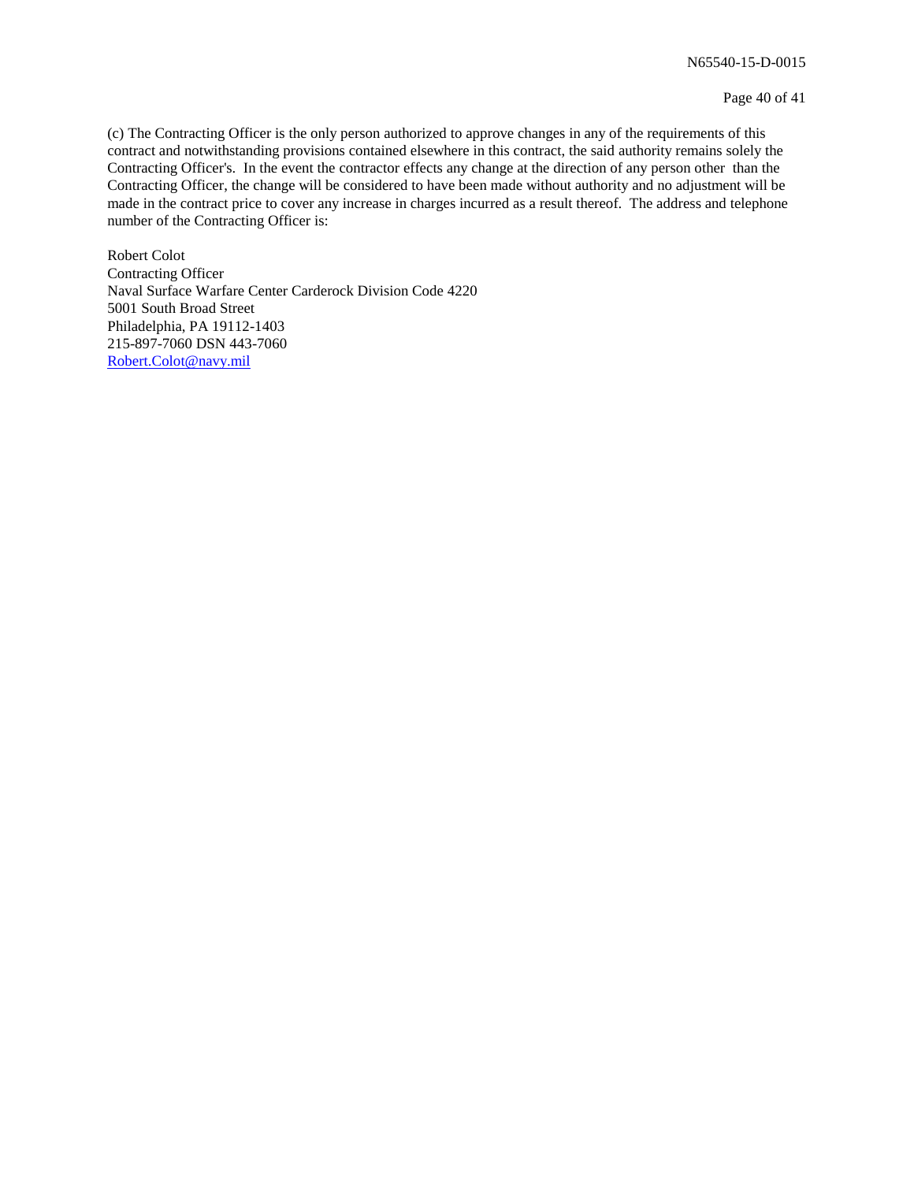(c) The Contracting Officer is the only person authorized to approve changes in any of the requirements of this contract and notwithstanding provisions contained elsewhere in this contract, the said authority remains solely the Contracting Officer's. In the event the contractor effects any change at the direction of any person other than the Contracting Officer, the change will be considered to have been made without authority and no adjustment will be made in the contract price to cover any increase in charges incurred as a result thereof. The address and telephone number of the Contracting Officer is:

Robert Colot  
Contracting Officer  
Naval Surface Warfare Center Carderock Division Code 4220  
5001 South Broad Street  
Philadelphia, PA 19112-1403  
215-897-7060 DSN 443-7060  
Robert.Colot@navy.mil